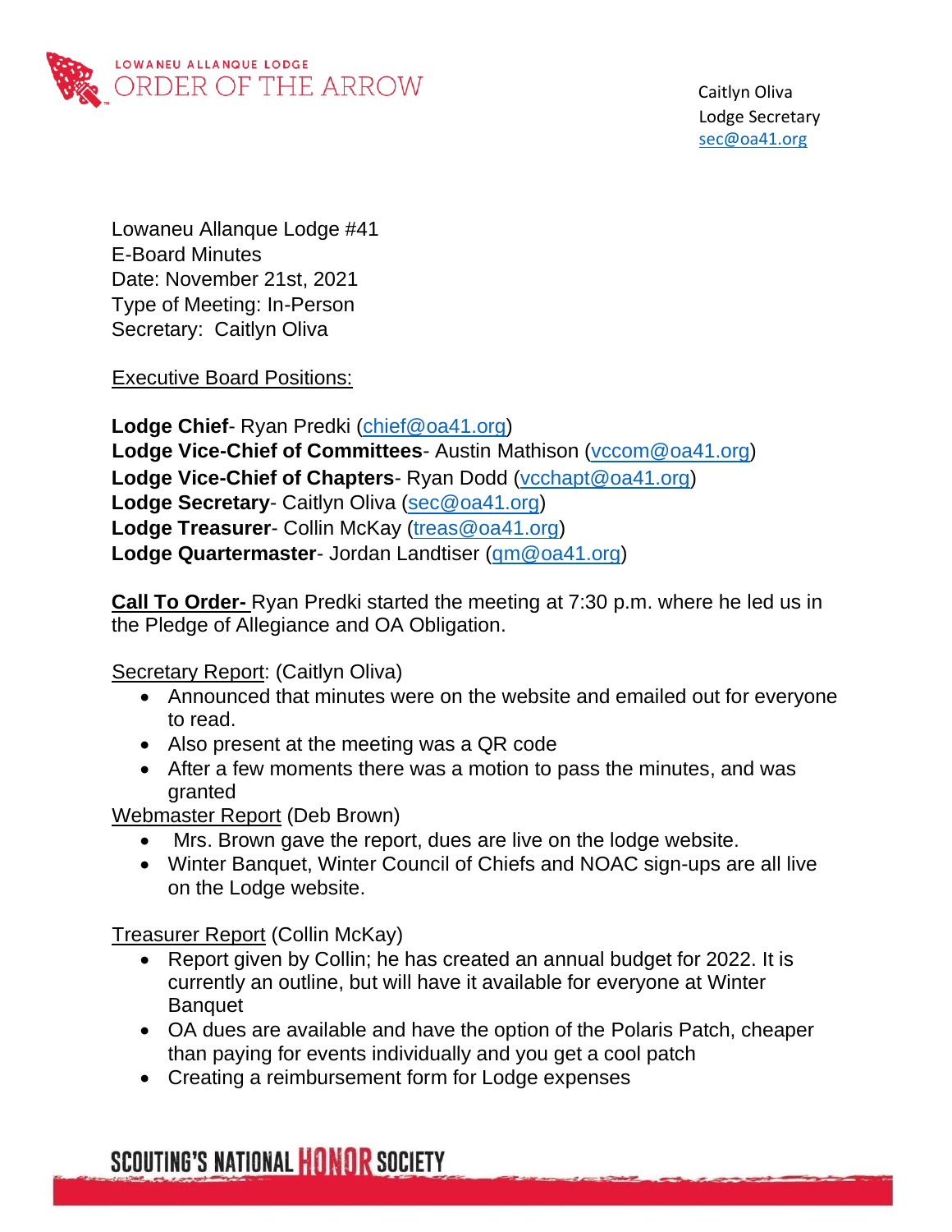LOWANEU ALLANQUE LODGE
ORDER OF THE ARROW

Caitlyn Oliva
Lodge Secretary
sec@oa41.org

Lowaneu Allanque Lodge #41
E-Board Minutes
Date: November 21st, 2021
Type of Meeting: In-Person
Secretary: Caitlyn Oliva

Executive Board Positions:

**Lodge Chief**- Ryan Predki (chief@oa41.org)
**Lodge Vice-Chief of Committees**- Austin Mathison (vccom@oa41.org)
**Lodge Vice-Chief of Chapters**- Ryan Dodd (vcchapt@oa41.org)
**Lodge Secretary**- Caitlyn Oliva (sec@oa41.org)
**Lodge Treasurer**- Collin McKay (treas@oa41.org)
**Lodge Quartermaster**- Jordan Landtiser (qm@oa41.org)

**Call To Order-** Ryan Predki started the meeting at 7:30 p.m. where he led us in the Pledge of Allegiance and OA Obligation.

Secretary Report: (Caitlyn Oliva)

- Announced that minutes were on the website and emailed out for everyone to read.
- Also present at the meeting was a QR code
- After a few moments there was a motion to pass the minutes, and was granted

Webmaster Report (Deb Brown)

- Mrs. Brown gave the report, dues are live on the lodge website.
- Winter Banquet, Winter Council of Chiefs and NOAC sign-ups are all live on the Lodge website.

Treasurer Report (Collin McKay)

- Report given by Collin; he has created an annual budget for 2022. It is currently an outline, but will have it available for everyone at Winter Banquet
- OA dues are available and have the option of the Polaris Patch, cheaper than paying for events individually and you get a cool patch
- Creating a reimbursement form for Lodge expenses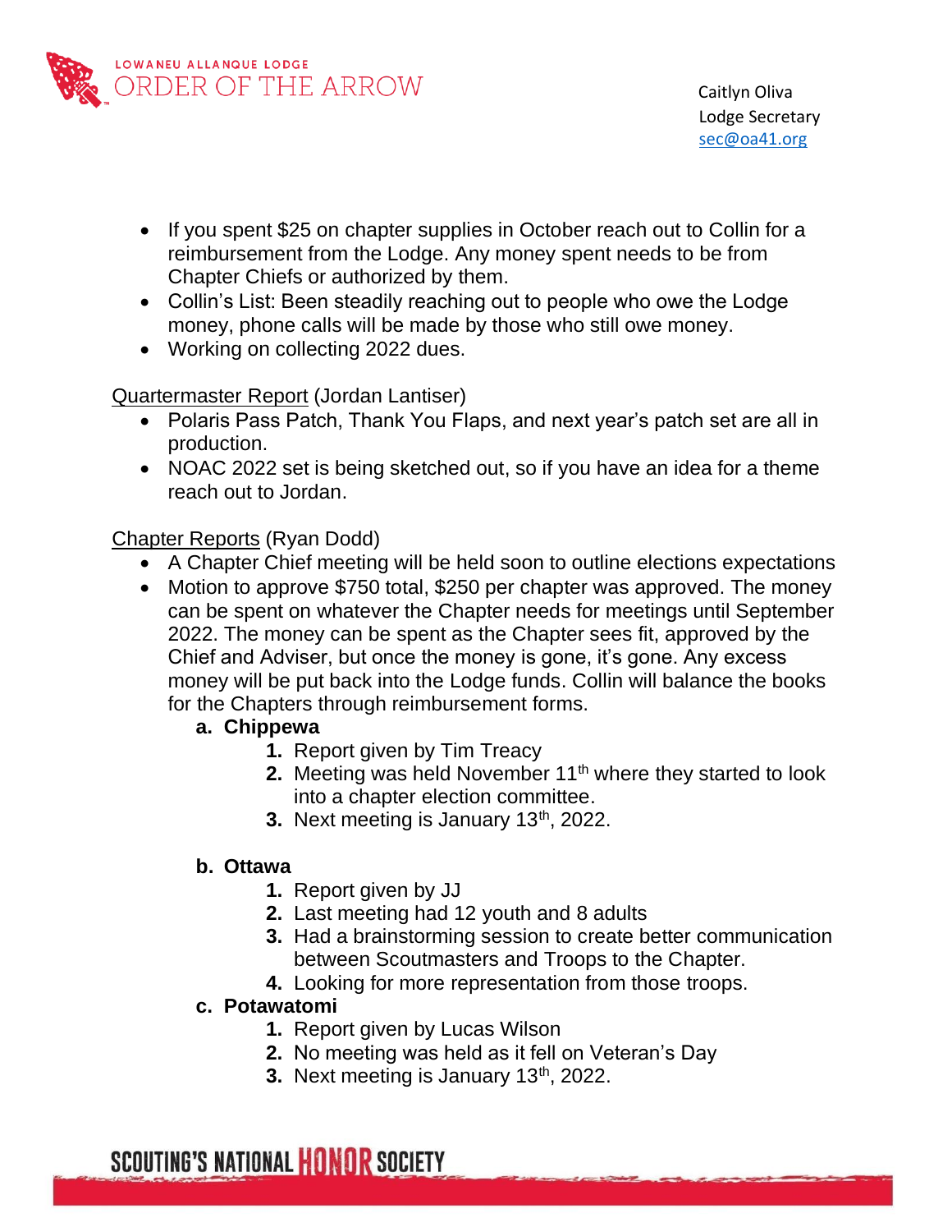- If you spent $25 on chapter supplies in October reach out to Collin for a reimbursement from the Lodge. Any money spent needs to be from Chapter Chiefs or authorized by them.
- Collin's List: Been steadily reaching out to people who owe the Lodge money, phone calls will be made by those who still owe money.
- Working on collecting 2022 dues.

Quartermaster Report (Jordan Lantiser)

- Polaris Pass Patch, Thank You Flaps, and next year's patch set are all in production.
- NOAC 2022 set is being sketched out, so if you have an idea for a theme reach out to Jordan.

Chapter Reports (Ryan Dodd)

- A Chapter Chief meeting will be held soon to outline elections expectations
- Motion to approve $750 total, $250 per chapter was approved. The money can be spent on whatever the Chapter needs for meetings until September 2022. The money can be spent as the Chapter sees fit, approved by the Chief and Adviser, but once the money is gone, it's gone. Any excess money will be put back into the Lodge funds. Collin will balance the books for the Chapters through reimbursement forms.

**a. Chippewa**

1. Report given by Tim Treacy
2. Meeting was held November 11th where they started to look into a chapter election committee.
3. Next meeting is January 13th, 2022.

**b. Ottawa**

1. Report given by JJ
2. Last meeting had 12 youth and 8 adults
3. Had a brainstorming session to create better communication between Scoutmasters and Troops to the Chapter.
4. Looking for more representation from those troops.

**c. Potawatomi**

1. Report given by Lucas Wilson
2. No meeting was held as it fell on Veteran's Day
3. Next meeting is January 13th, 2022.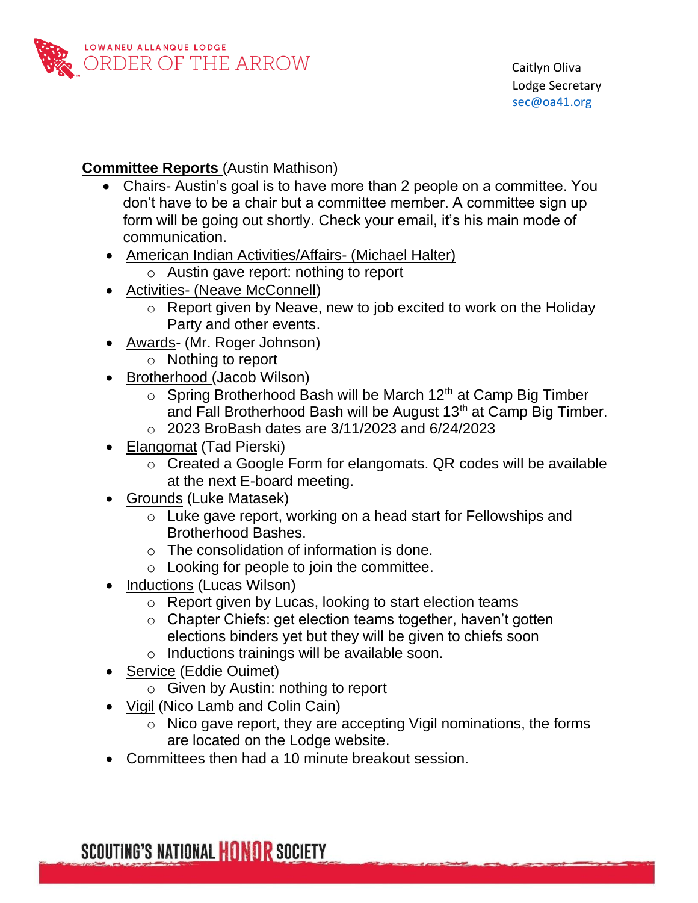**Committee Reports** (Austin Mathison)

- Chairs- Austin's goal is to have more than 2 people on a committee. You don't have to be a chair but a committee member. A committee sign up form will be going out shortly. Check your email, it's his main mode of communication.
- American Indian Activities/Affairs- (Michael Halter)
  - Austin gave report: nothing to report
- Activities- (Neave McConnell)
  - Report given by Neave, new to job excited to work on the Holiday Party and other events.
- Awards- (Mr. Roger Johnson)
  - Nothing to report
- Brotherhood (Jacob Wilson)
  - Spring Brotherhood Bash will be March 12th at Camp Big Timber and Fall Brotherhood Bash will be August 13th at Camp Big Timber.
  - 2023 BroBash dates are 3/11/2023 and 6/24/2023
- Elangomat (Tad Pierski)
  - Created a Google Form for elangomats. QR codes will be available at the next E-board meeting.
- Grounds (Luke Matasek)
  - Luke gave report, working on a head start for Fellowships and Brotherhood Bashes.
  - The consolidation of information is done.
  - Looking for people to join the committee.
- Inductions (Lucas Wilson)
  - Report given by Lucas, looking to start election teams
  - Chapter Chiefs: get election teams together, haven't gotten elections binders yet but they will be given to chiefs soon
  - Inductions trainings will be available soon.
- Service (Eddie Ouimet)
  - Given by Austin: nothing to report
- Vigil (Nico Lamb and Colin Cain)
  - Nico gave report, they are accepting Vigil nominations, the forms are located on the Lodge website.
- Committees then had a 10 minute breakout session.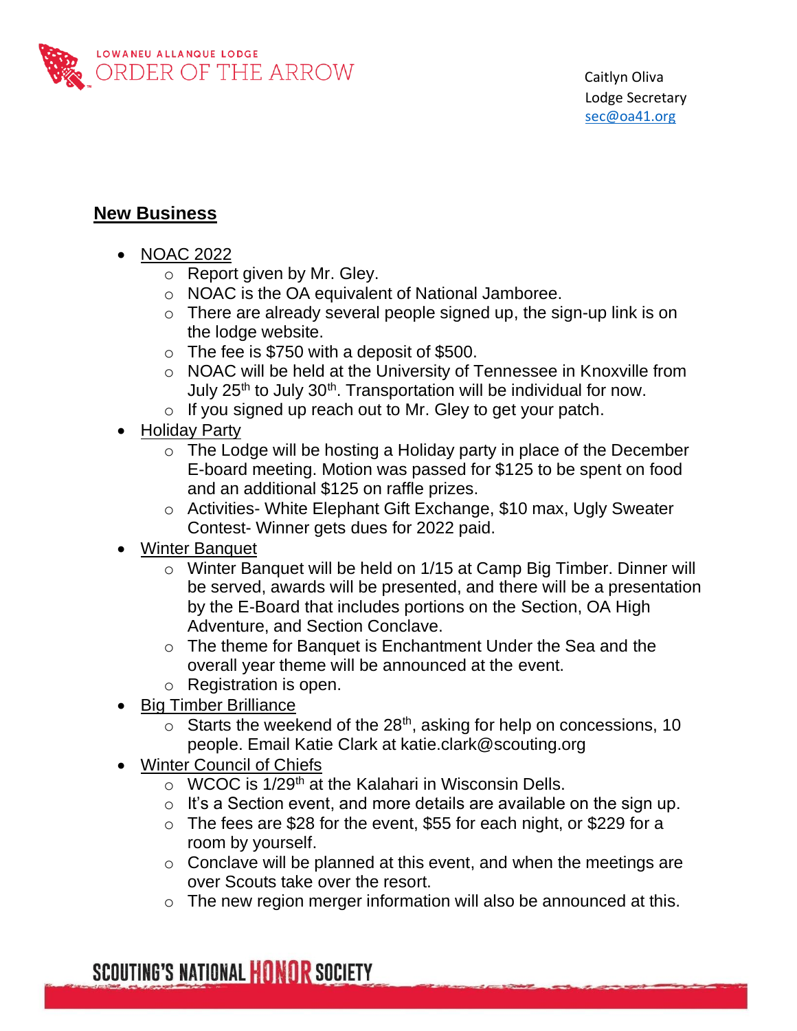## New Business

- NOAC 2022
  - Report given by Mr. Gley.
  - NOAC is the OA equivalent of National Jamboree.
  - There are already several people signed up, the sign-up link is on the lodge website.
  - The fee is $750 with a deposit of $500.
  - NOAC will be held at the University of Tennessee in Knoxville from July 25th to July 30th. Transportation will be individual for now.
  - If you signed up reach out to Mr. Gley to get your patch.
- Holiday Party
  - The Lodge will be hosting a Holiday party in place of the December E-board meeting. Motion was passed for $125 to be spent on food and an additional $125 on raffle prizes.
  - Activities- White Elephant Gift Exchange, $10 max, Ugly Sweater Contest- Winner gets dues for 2022 paid.
- Winter Banquet
  - Winter Banquet will be held on 1/15 at Camp Big Timber. Dinner will be served, awards will be presented, and there will be a presentation by the E-Board that includes portions on the Section, OA High Adventure, and Section Conclave.
  - The theme for Banquet is Enchantment Under the Sea and the overall year theme will be announced at the event.
  - Registration is open.
- Big Timber Brilliance
  - Starts the weekend of the 28th, asking for help on concessions, 10 people. Email Katie Clark at katie.clark@scouting.org
- Winter Council of Chiefs
  - WCOC is 1/29th at the Kalahari in Wisconsin Dells.
  - It's a Section event, and more details are available on the sign up.
  - The fees are $28 for the event, $55 for each night, or $229 for a room by yourself.
  - Conclave will be planned at this event, and when the meetings are over Scouts take over the resort.
  - The new region merger information will also be announced at this.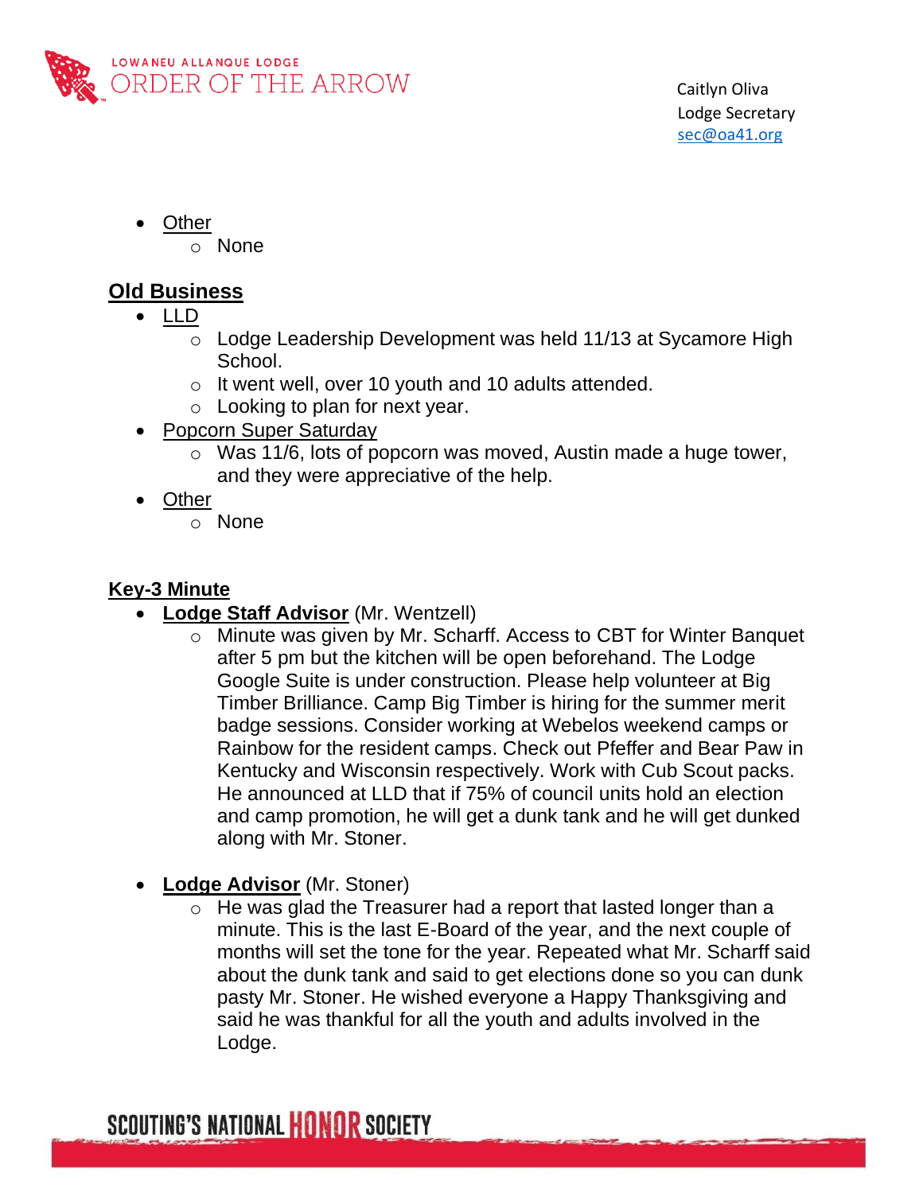- Other
    - None

## Old Business

- LLD
    - Lodge Leadership Development was held 11/13 at Sycamore High School.
    - It went well, over 10 youth and 10 adults attended.
    - Looking to plan for next year.
- Popcorn Super Saturday
    - Was 11/6, lots of popcorn was moved, Austin made a huge tower, and they were appreciative of the help.
- Other
    - None

## Key-3 Minute

- **Lodge Staff Advisor** (Mr. Wentzell)
    - Minute was given by Mr. Scharff. Access to CBT for Winter Banquet after 5 pm but the kitchen will be open beforehand. The Lodge Google Suite is under construction. Please help volunteer at Big Timber Brilliance. Camp Big Timber is hiring for the summer merit badge sessions. Consider working at Webelos weekend camps or Rainbow for the resident camps. Check out Pfeffer and Bear Paw in Kentucky and Wisconsin respectively. Work with Cub Scout packs. He announced at LLD that if 75% of council units hold an election and camp promotion, he will get a dunk tank and he will get dunked along with Mr. Stoner.

- **Lodge Advisor** (Mr. Stoner)
    - He was glad the Treasurer had a report that lasted longer than a minute. This is the last E-Board of the year, and the next couple of months will set the tone for the year. Repeated what Mr. Scharff said about the dunk tank and said to get elections done so you can dunk pasty Mr. Stoner. He wished everyone a Happy Thanksgiving and said he was thankful for all the youth and adults involved in the Lodge.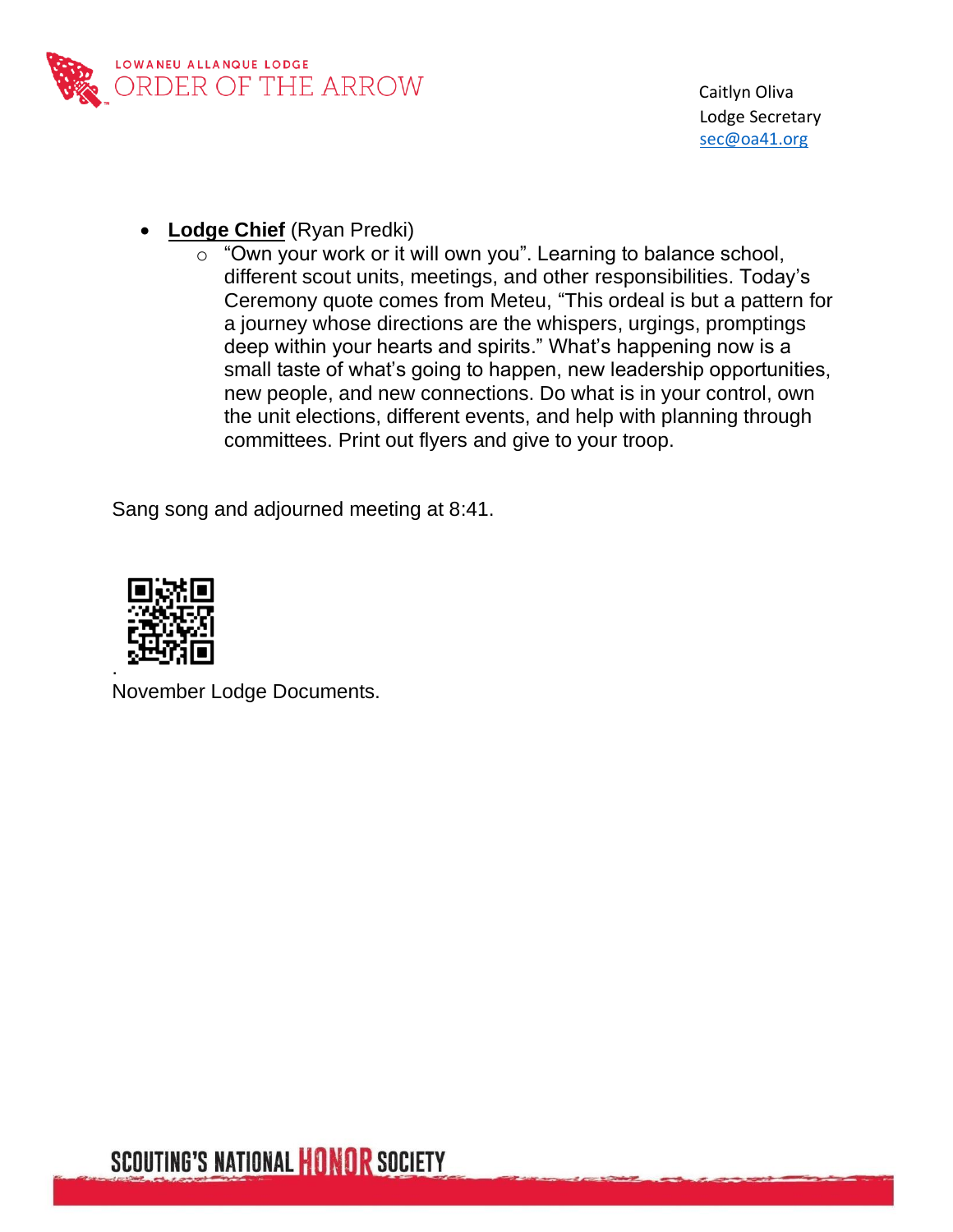- **Lodge Chief** (Ryan Predki)
  - "Own your work or it will own you". Learning to balance school, different scout units, meetings, and other responsibilities. Today's Ceremony quote comes from Meteu, "This ordeal is but a pattern for a journey whose directions are the whispers, urgings, promptings deep within your hearts and spirits." What's happening now is a small taste of what's going to happen, new leadership opportunities, new people, and new connections. Do what is in your control, own the unit elections, different events, and help with planning through committees. Print out flyers and give to your troop.

Sang song and adjourned meeting at 8:41.

.
November Lodge Documents.